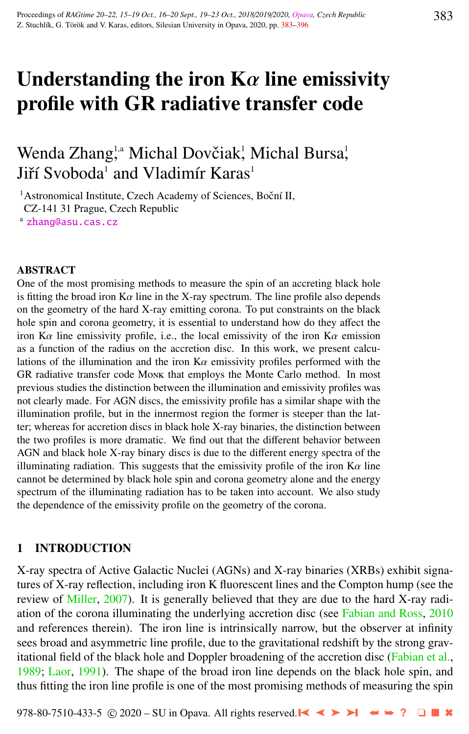# Understanding the iron K$\alpha$ line emissivity profile with GR radiative transfer code

Wenda Zhang[1,a] Michal Dovčiak[1] Michal Bursa[1] Jiří Svoboda[1] and Vladimír Karas[1]

[1] Astronomical Institute, Czech Academy of Sciences, Boční II, CZ-141 31 Prague, Czech Republic

[a] zhang@asu.cas.cz

## ABSTRACT

One of the most promising methods to measure the spin of an accreting black hole is fitting the broad iron K$\alpha$ line in the X-ray spectrum. The line profile also depends on the geometry of the hard X-ray emitting corona. To put constraints on the black hole spin and corona geometry, it is essential to understand how do they affect the iron K$\alpha$ line emissivity profile, i.e., the local emissivity of the iron K$\alpha$ emission as a function of the radius on the accretion disc. In this work, we present calculations of the illumination and the iron K$\alpha$ emissivity profiles performed with the GR radiative transfer code Monk that employs the Monte Carlo method. In most previous studies the distinction between the illumination and emissivity profiles was not clearly made. For AGN discs, the emissivity profile has a similar shape with the illumination profile, but in the innermost region the former is steeper than the latter; whereas for accretion discs in black hole X-ray binaries, the distinction between the two profiles is more dramatic. We find out that the different behavior between AGN and black hole X-ray binary discs is due to the different energy spectra of the illuminating radiation. This suggests that the emissivity profile of the iron K$\alpha$ line cannot be determined by black hole spin and corona geometry alone and the energy spectrum of the illuminating radiation has to be taken into account. We also study the dependence of the emissivity profile on the geometry of the corona.

## 1 INTRODUCTION

X-ray spectra of Active Galactic Nuclei (AGNs) and X-ray binaries (XRBs) exhibit signatures of X-ray reflection, including iron K fluorescent lines and the Compton hump (see the review of Miller, 2007). It is generally believed that they are due to the hard X-ray radiation of the corona illuminating the underlying accretion disc (see Fabian and Ross, 2010 and references therein). The iron line is intrinsically narrow, but the observer at infinity sees broad and asymmetric line profile, due to the gravitational redshift by the strong gravitational field of the black hole and Doppler broadening of the accretion disc (Fabian et al., 1989; Laor, 1991). The shape of the broad iron line depends on the black hole spin, and thus fitting the iron line profile is one of the most promising methods of measuring the spin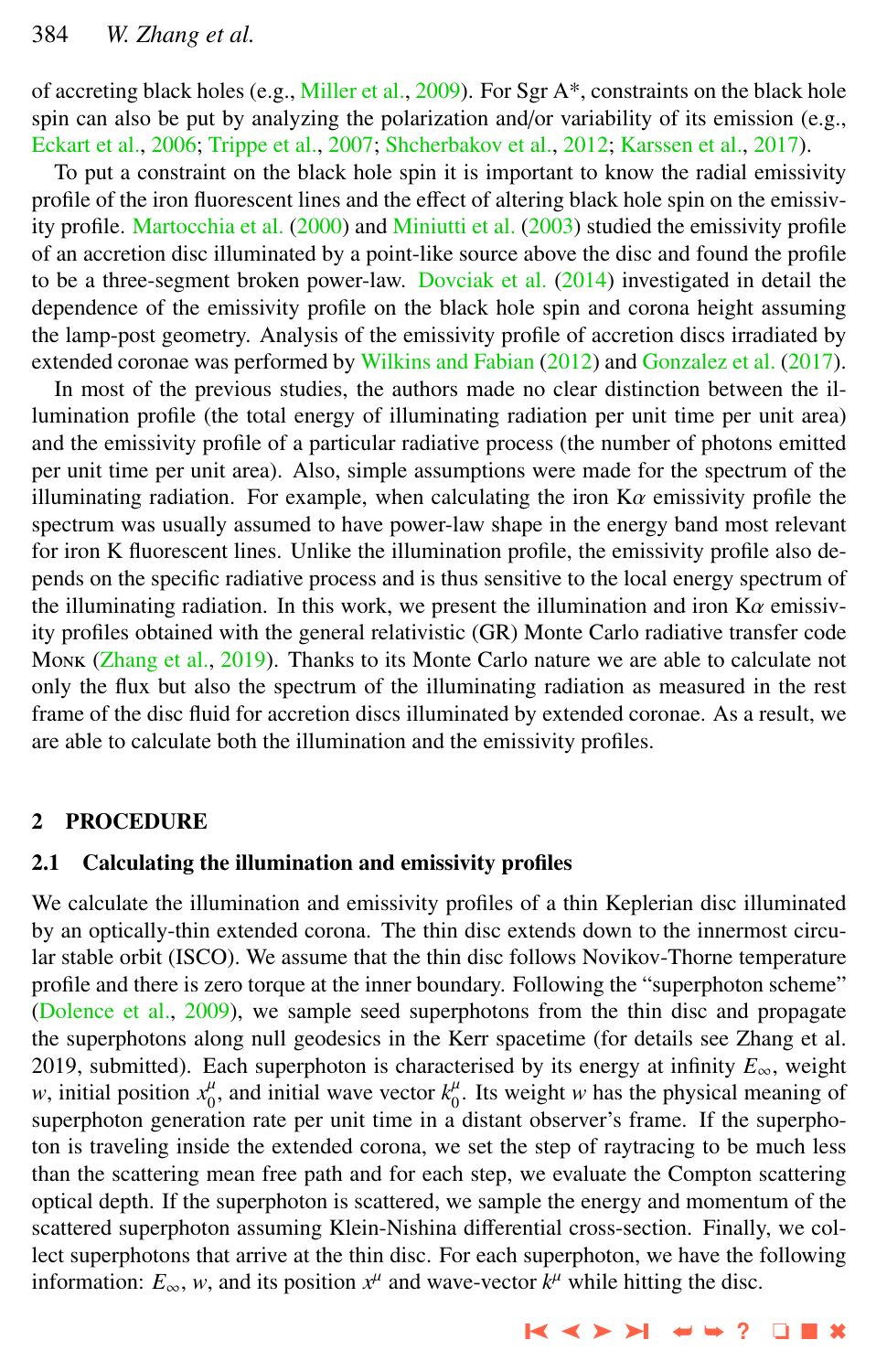of accreting black holes (e.g., Miller et al., 2009). For Sgr A*, constraints on the black hole spin can also be put by analyzing the polarization and/or variability of its emission (e.g., Eckart et al., 2006; Trippe et al., 2007; Shcherbakov et al., 2012; Karssen et al., 2017).

To put a constraint on the black hole spin it is important to know the radial emissivity profile of the iron fluorescent lines and the effect of altering black hole spin on the emissivity profile. Martocchia et al. (2000) and Miniutti et al. (2003) studied the emissivity profile of an accretion disc illuminated by a point-like source above the disc and found the profile to be a three-segment broken power-law. Dovciak et al. (2014) investigated in detail the dependence of the emissivity profile on the black hole spin and corona height assuming the lamp-post geometry. Analysis of the emissivity profile of accretion discs irradiated by extended coronae was performed by Wilkins and Fabian (2012) and Gonzalez et al. (2017).

In most of the previous studies, the authors made no clear distinction between the illumination profile (the total energy of illuminating radiation per unit time per unit area) and the emissivity profile of a particular radiative process (the number of photons emitted per unit time per unit area). Also, simple assumptions were made for the spectrum of the illuminating radiation. For example, when calculating the iron K$\alpha$ emissivity profile the spectrum was usually assumed to have power-law shape in the energy band most relevant for iron K fluorescent lines. Unlike the illumination profile, the emissivity profile also depends on the specific radiative process and is thus sensitive to the local energy spectrum of the illuminating radiation. In this work, we present the illumination and iron K$\alpha$ emissivity profiles obtained with the general relativistic (GR) Monte Carlo radiative transfer code Monk (Zhang et al., 2019). Thanks to its Monte Carlo nature we are able to calculate not only the flux but also the spectrum of the illuminating radiation as measured in the rest frame of the disc fluid for accretion discs illuminated by extended coronae. As a result, we are able to calculate both the illumination and the emissivity profiles.

## 2 PROCEDURE

### 2.1 Calculating the illumination and emissivity profiles

We calculate the illumination and emissivity profiles of a thin Keplerian disc illuminated by an optically-thin extended corona. The thin disc extends down to the innermost circular stable orbit (ISCO). We assume that the thin disc follows Novikov-Thorne temperature profile and there is zero torque at the inner boundary. Following the "superphoton scheme" (Dolence et al., 2009), we sample seed superphotons from the thin disc and propagate the superphotons along null geodesics in the Kerr spacetime (for details see Zhang et al. 2019, submitted). Each superphoton is characterised by its energy at infinity $E_\infty$, weight $w$, initial position $x^\mu_0$, and initial wave vector $k^\mu_0$. Its weight $w$ has the physical meaning of superphoton generation rate per unit time in a distant observer's frame. If the superphoton is traveling inside the extended corona, we set the step of raytracing to be much less than the scattering mean free path and for each step, we evaluate the Compton scattering optical depth. If the superphoton is scattered, we sample the energy and momentum of the scattered superphoton assuming Klein-Nishina differential cross-section. Finally, we collect superphotons that arrive at the thin disc. For each superphoton, we have the following information: $E_\infty$, $w$, and its position $x^\mu$ and wave-vector $k^\mu$ while hitting the disc.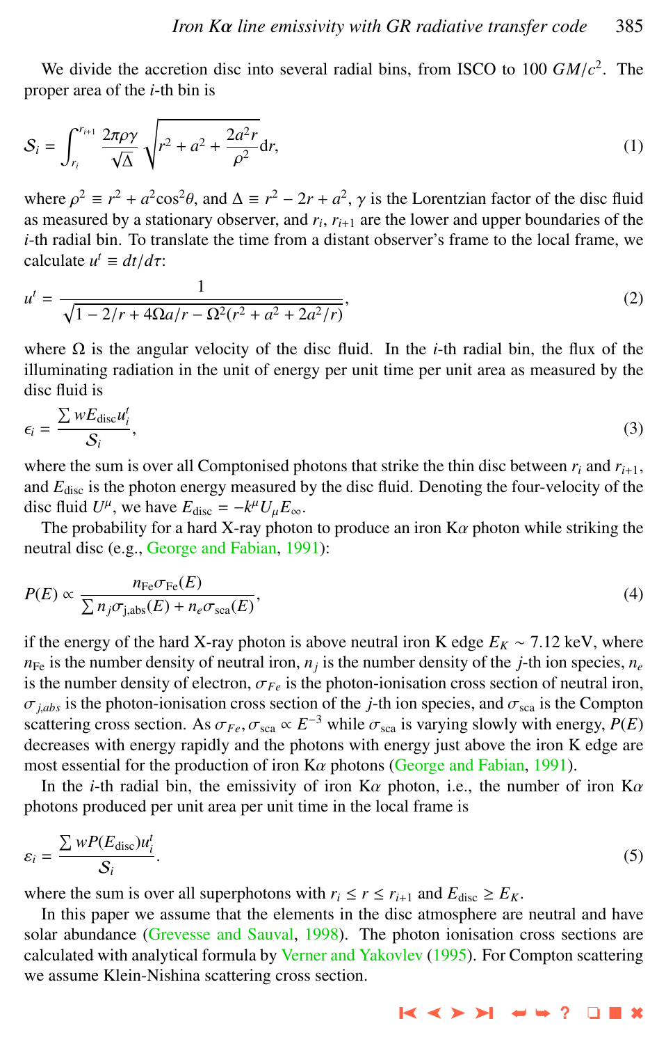We divide the accretion disc into several radial bins, from ISCO to 100 $GM/c^2$. The proper area of the $i$-th bin is

$$\mathcal{S}_i = \int_{r_i}^{r_{i+1}} \frac{2\pi\rho\gamma}{\sqrt{\Delta}} \sqrt{r^2 + a^2 + \frac{2a^2r}{\rho^2}} \mathrm{d}r, \tag{1}$$

where $\rho^2 \equiv r^2 + a^2\cos^2\theta$, and $\Delta \equiv r^2 - 2r + a^2$, $\gamma$ is the Lorentzian factor of the disc fluid as measured by a stationary observer, and $r_i$, $r_{i+1}$ are the lower and upper boundaries of the $i$-th radial bin. To translate the time from a distant observer's frame to the local frame, we calculate $u^t \equiv dt/d\tau$:

$$u^t = \frac{1}{\sqrt{1 - 2/r + 4\Omega a/r - \Omega^2(r^2 + a^2 + 2a^2/r)}}, \tag{2}$$

where $\Omega$ is the angular velocity of the disc fluid. In the $i$-th radial bin, the flux of the illuminating radiation in the unit of energy per unit time per unit area as measured by the disc fluid is

$$\epsilon_i = \frac{\sum wE_{\mathrm{disc}}u_i^t}{\mathcal{S}_i}, \tag{3}$$

where the sum is over all Comptonised photons that strike the thin disc between $r_i$ and $r_{i+1}$, and $E_{\mathrm{disc}}$ is the photon energy measured by the disc fluid. Denoting the four-velocity of the disc fluid $U^\mu$, we have $E_{\mathrm{disc}} = -k^\mu U_\mu E_\infty$.

The probability for a hard X-ray photon to produce an iron K$\alpha$ photon while striking the neutral disc (e.g., George and Fabian, 1991):

$$P(E) \propto \frac{n_{\mathrm{Fe}}\sigma_{\mathrm{Fe}}(E)}{\sum n_j\sigma_{\mathrm{j,abs}}(E) + n_e\sigma_{\mathrm{sca}}(E)}, \tag{4}$$

if the energy of the hard X-ray photon is above neutral iron K edge $E_K \sim 7.12$ keV, where $n_{\mathrm{Fe}}$ is the number density of neutral iron, $n_j$ is the number density of the $j$-th ion species, $n_e$ is the number density of electron, $\sigma_{Fe}$ is the photon-ionisation cross section of neutral iron, $\sigma_{j,abs}$ is the photon-ionisation cross section of the $j$-th ion species, and $\sigma_{\mathrm{sca}}$ is the Compton scattering cross section. As $\sigma_{Fe}, \sigma_{\mathrm{sca}} \propto E^{-3}$ while $\sigma_{\mathrm{sca}}$ is varying slowly with energy, $P(E)$ decreases with energy rapidly and the photons with energy just above the iron K edge are most essential for the production of iron K$\alpha$ photons (George and Fabian, 1991).

In the $i$-th radial bin, the emissivity of iron K$\alpha$ photon, i.e., the number of iron K$\alpha$ photons produced per unit area per unit time in the local frame is

$$\varepsilon_i = \frac{\sum wP(E_{\mathrm{disc}})u_i^t}{\mathcal{S}_i}. \tag{5}$$

where the sum is over all superphotons with $r_i \le r \le r_{i+1}$ and $E_{\mathrm{disc}} \ge E_K$.

In this paper we assume that the elements in the disc atmosphere are neutral and have solar abundance (Grevesse and Sauval, 1998). The photon ionisation cross sections are calculated with analytical formula by Verner and Yakovlev (1995). For Compton scattering we assume Klein-Nishina scattering cross section.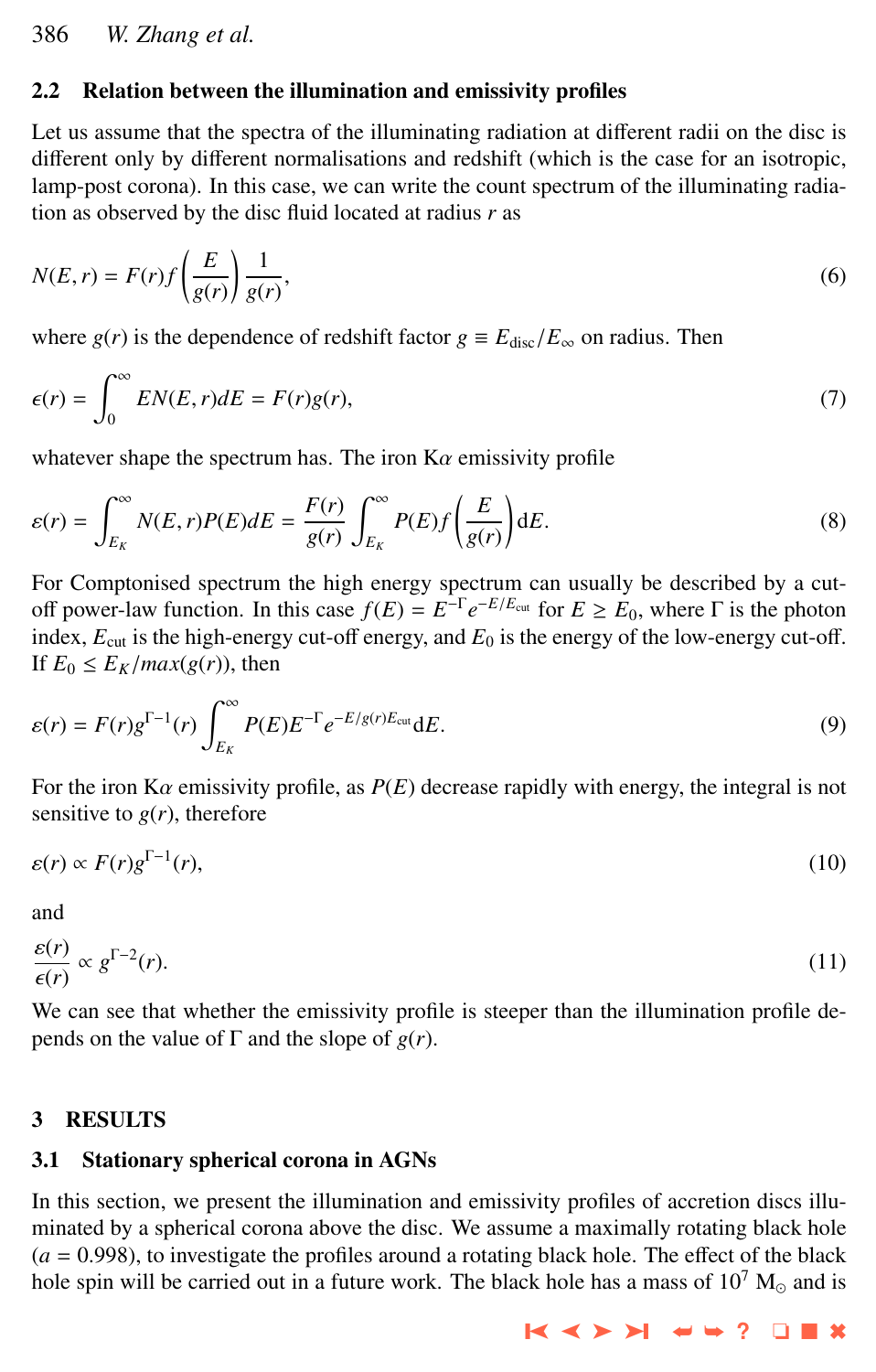## 2.2 Relation between the illumination and emissivity profiles

Let us assume that the spectra of the illuminating radiation at different radii on the disc is different only by different normalisations and redshift (which is the case for an isotropic, lamp-post corona). In this case, we can write the count spectrum of the illuminating radiation as observed by the disc fluid located at radius $r$ as

$$N(E, r) = F(r) f\left(\frac{E}{g(r)}\right) \frac{1}{g(r)}, \tag{6}$$

where $g(r)$ is the dependence of redshift factor $g \equiv E_{\rm disc}/E_{\infty}$ on radius. Then

$$\epsilon(r) = \int_0^{\infty} E N(E, r) dE = F(r) g(r), \tag{7}$$

whatever shape the spectrum has. The iron K$\alpha$ emissivity profile

$$\varepsilon(r) = \int_{E_K}^{\infty} N(E, r) P(E) dE = \frac{F(r)}{g(r)} \int_{E_K}^{\infty} P(E) f\left(\frac{E}{g(r)}\right) \mathrm{d}E. \tag{8}$$

For Comptonised spectrum the high energy spectrum can usually be described by a cut-off power-law function. In this case $f(E) = E^{-\Gamma} e^{-E/E_{\rm cut}}$ for $E \geq E_0$, where $\Gamma$ is the photon index, $E_{\rm cut}$ is the high-energy cut-off energy, and $E_0$ is the energy of the low-energy cut-off. If $E_0 \leq E_K/max(g(r))$, then

$$\varepsilon(r) = F(r) g^{\Gamma-1}(r) \int_{E_K}^{\infty} P(E) E^{-\Gamma} e^{-E/g(r)E_{\rm cut}} \mathrm{d}E. \tag{9}$$

For the iron K$\alpha$ emissivity profile, as $P(E)$ decrease rapidly with energy, the integral is not sensitive to $g(r)$, therefore

$$\varepsilon(r) \propto F(r) g^{\Gamma-1}(r), \tag{10}$$

and

$$\frac{\varepsilon(r)}{\epsilon(r)} \propto g^{\Gamma-2}(r). \tag{11}$$

We can see that whether the emissivity profile is steeper than the illumination profile depends on the value of $\Gamma$ and the slope of $g(r)$.

# 3 RESULTS

## 3.1 Stationary spherical corona in AGNs

In this section, we present the illumination and emissivity profiles of accretion discs illuminated by a spherical corona above the disc. We assume a maximally rotating black hole ($a = 0.998$), to investigate the profiles around a rotating black hole. The effect of the black hole spin will be carried out in a future work. The black hole has a mass of $10^7$ $M_{\odot}$ and is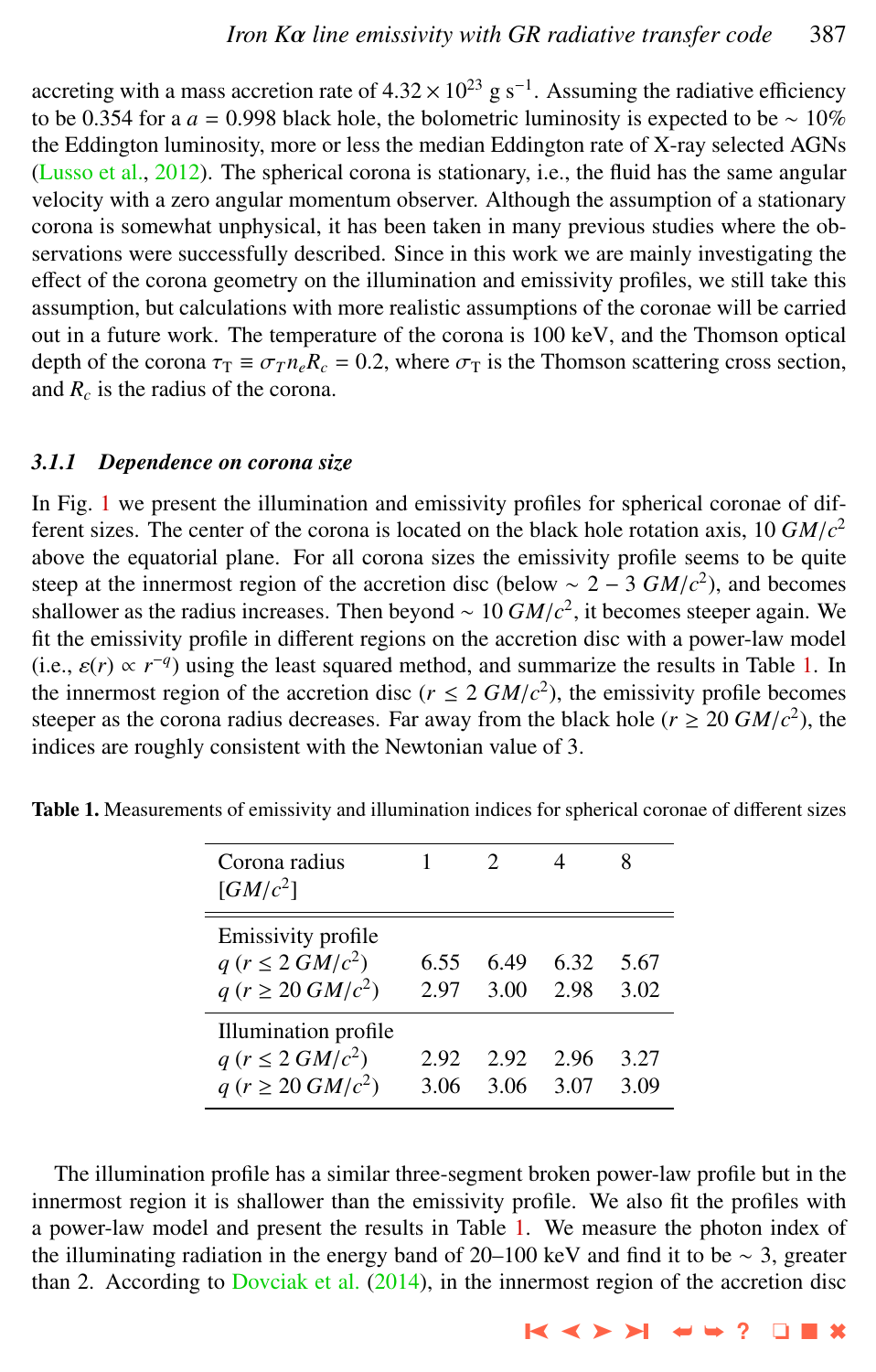accreting with a mass accretion rate of $4.32 \times 10^{23}$ g s$^{-1}$. Assuming the radiative efficiency to be 0.354 for a $a = 0.998$ black hole, the bolometric luminosity is expected to be $\sim 10\%$ the Eddington luminosity, more or less the median Eddington rate of X-ray selected AGNs (Lusso et al., 2012). The spherical corona is stationary, i.e., the fluid has the same angular velocity with a zero angular momentum observer. Although the assumption of a stationary corona is somewhat unphysical, it has been taken in many previous studies where the observations were successfully described. Since in this work we are mainly investigating the effect of the corona geometry on the illumination and emissivity profiles, we still take this assumption, but calculations with more realistic assumptions of the coronae will be carried out in a future work. The temperature of the corona is 100 keV, and the Thomson optical depth of the corona $\tau_\mathrm{T} \equiv \sigma_T n_e R_c = 0.2$, where $\sigma_\mathrm{T}$ is the Thomson scattering cross section, and $R_c$ is the radius of the corona.

### *3.1.1 Dependence on corona size*

In Fig. 1 we present the illumination and emissivity profiles for spherical coronae of different sizes. The center of the corona is located on the black hole rotation axis, 10 $GM/c^2$ above the equatorial plane. For all corona sizes the emissivity profile seems to be quite steep at the innermost region of the accretion disc (below $\sim 2-3\ GM/c^2$), and becomes shallower as the radius increases. Then beyond $\sim 10\ GM/c^2$, it becomes steeper again. We fit the emissivity profile in different regions on the accretion disc with a power-law model (i.e., $\varepsilon(r) \propto r^{-q}$) using the least squared method, and summarize the results in Table 1. In the innermost region of the accretion disc ($r \leq 2\ GM/c^2$), the emissivity profile becomes steeper as the corona radius decreases. Far away from the black hole ($r \geq 20\ GM/c^2$), the indices are roughly consistent with the Newtonian value of 3.

**Table 1.** Measurements of emissivity and illumination indices for spherical coronae of different sizes

| Corona radius $[GM/c^2]$ | 1 | 2 | 4 | 8 |
|---|---|---|---|---|
| Emissivity profile | | | | |
| $q$ ($r \leq 2\ GM/c^2$) | 6.55 | 6.49 | 6.32 | 5.67 |
| $q$ ($r \geq 20\ GM/c^2$) | 2.97 | 3.00 | 2.98 | 3.02 |
| Illumination profile | | | | |
| $q$ ($r \leq 2\ GM/c^2$) | 2.92 | 2.92 | 2.96 | 3.27 |
| $q$ ($r \geq 20\ GM/c^2$) | 3.06 | 3.06 | 3.07 | 3.09 |

The illumination profile has a similar three-segment broken power-law profile but in the innermost region it is shallower than the emissivity profile. We also fit the profiles with a power-law model and present the results in Table 1. We measure the photon index of the illuminating radiation in the energy band of 20–100 keV and find it to be $\sim 3$, greater than 2. According to Dovciak et al. (2014), in the innermost region of the accretion disc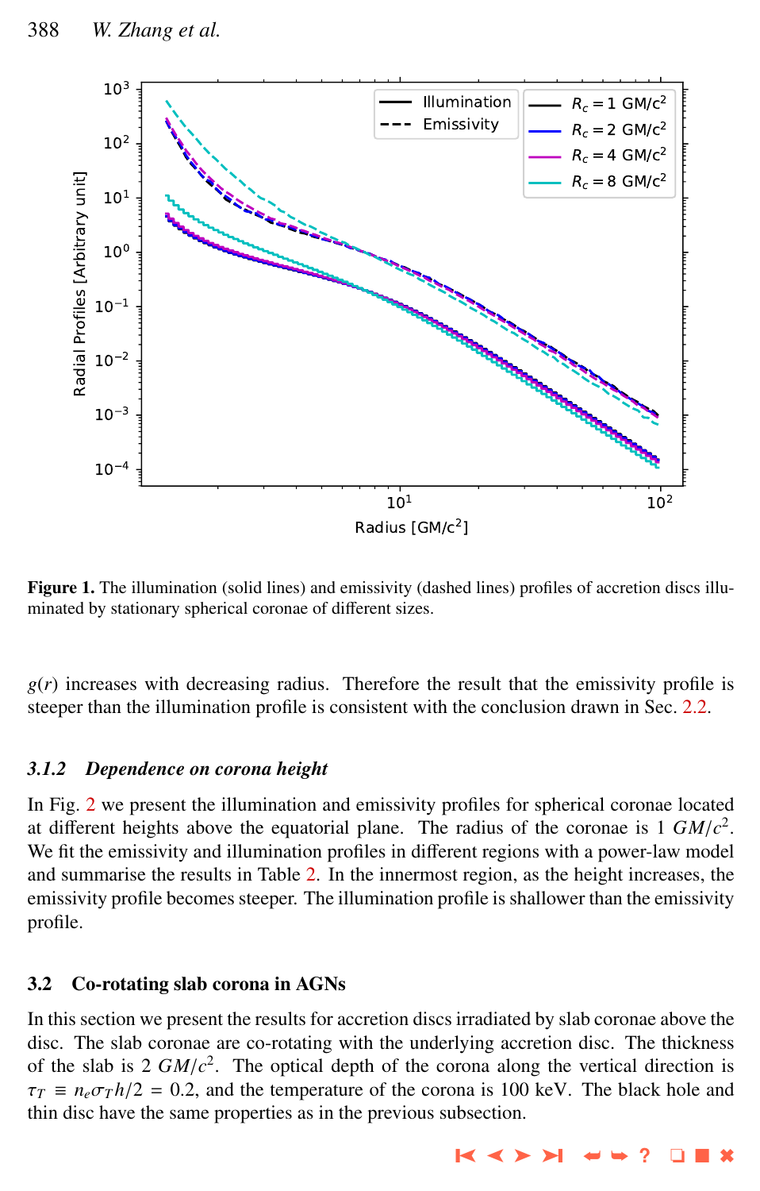**Figure 1.** The illumination (solid lines) and emissivity (dashed lines) profiles of accretion discs illuminated by stationary spherical coronae of different sizes.

$g(r)$ increases with decreasing radius. Therefore the result that the emissivity profile is steeper than the illumination profile is consistent with the conclusion drawn in Sec. 2.2.

### 3.1.2 *Dependence on corona height*

In Fig. 2 we present the illumination and emissivity profiles for spherical coronae located at different heights above the equatorial plane. The radius of the coronae is 1 $GM/c^2$. We fit the emissivity and illumination profiles in different regions with a power-law model and summarise the results in Table 2. In the innermost region, as the height increases, the emissivity profile becomes steeper. The illumination profile is shallower than the emissivity profile.

## 3.2 Co-rotating slab corona in AGNs

In this section we present the results for accretion discs irradiated by slab coronae above the disc. The slab coronae are co-rotating with the underlying accretion disc. The thickness of the slab is 2 $GM/c^2$. The optical depth of the corona along the vertical direction is $\tau_T \equiv n_e \sigma_T h/2 = 0.2$, and the temperature of the corona is 100 keV. The black hole and thin disc have the same properties as in the previous subsection.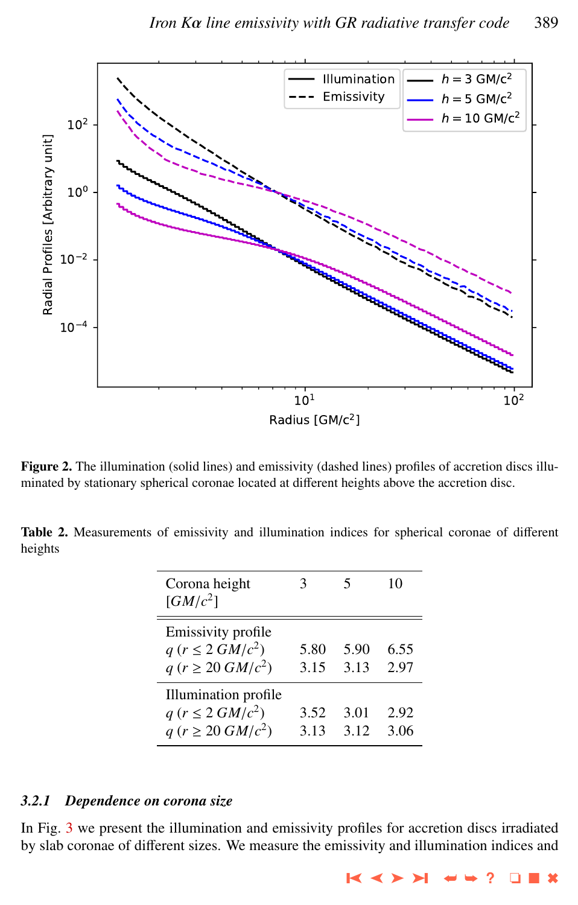Figure 2. The illumination (solid lines) and emissivity (dashed lines) profiles of accretion discs illuminated by stationary spherical coronae located at different heights above the accretion disc.

**Table 2.** Measurements of emissivity and illumination indices for spherical coronae of different heights

| Corona height $[GM/c^2]$ | 3 | 5 | 10 |
|---|---|---|---|
| Emissivity profile | | | |
| $q$ ($r \leq 2\ GM/c^2$) | 5.80 | 5.90 | 6.55 |
| $q$ ($r \geq 20\ GM/c^2$) | 3.15 | 3.13 | 2.97 |
| Illumination profile | | | |
| $q$ ($r \leq 2\ GM/c^2$) | 3.52 | 3.01 | 2.92 |
| $q$ ($r \geq 20\ GM/c^2$) | 3.13 | 3.12 | 3.06 |

### *3.2.1 Dependence on corona size*

In Fig. 3 we present the illumination and emissivity profiles for accretion discs irradiated by slab coronae of different sizes. We measure the emissivity and illumination indices and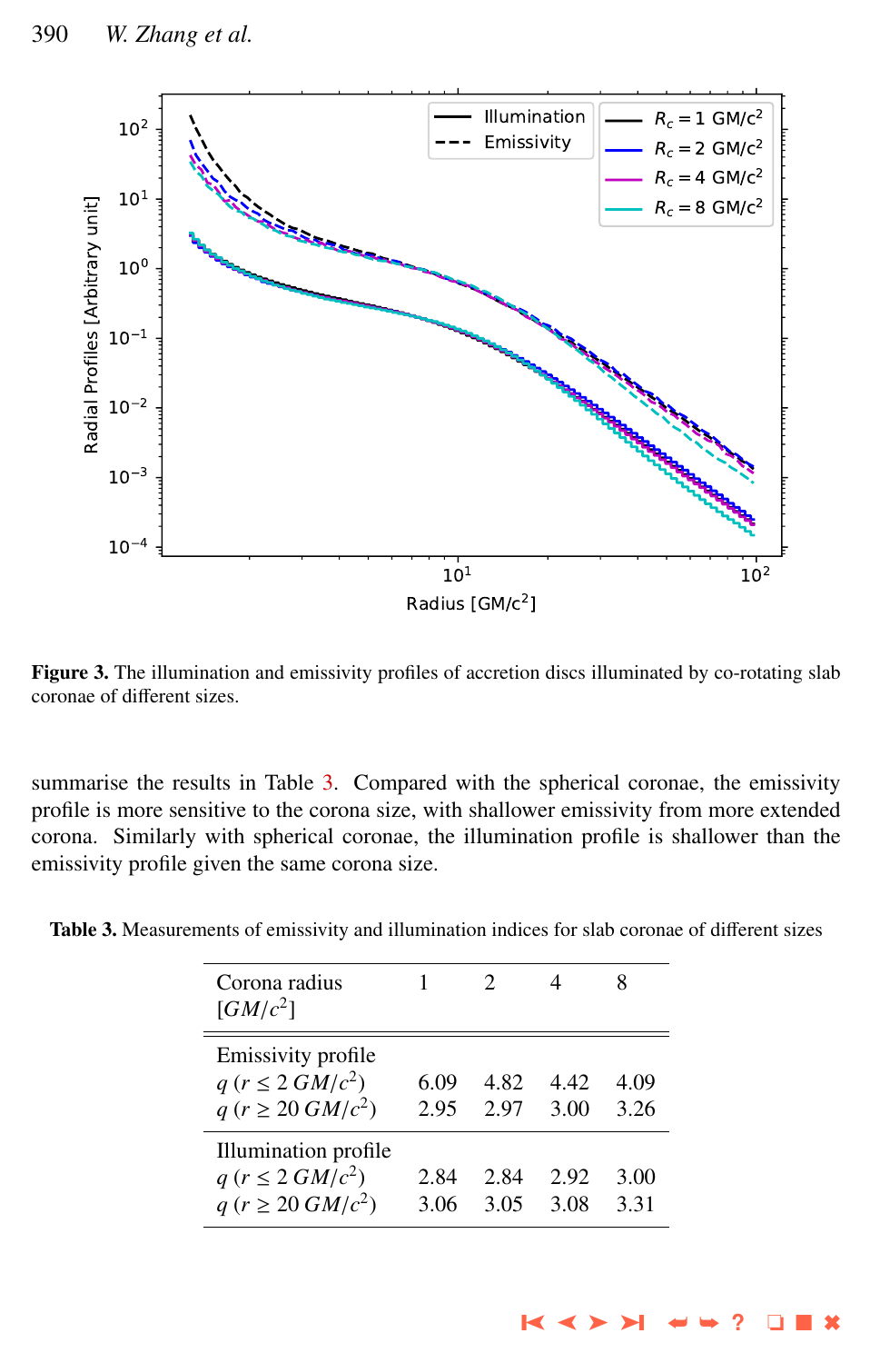**Figure 3.** The illumination and emissivity profiles of accretion discs illuminated by co-rotating slab coronae of different sizes.

summarise the results in Table 3. Compared with the spherical coronae, the emissivity profile is more sensitive to the corona size, with shallower emissivity from more extended corona. Similarly with spherical coronae, the illumination profile is shallower than the emissivity profile given the same corona size.

**Table 3.** Measurements of emissivity and illumination indices for slab coronae of different sizes

| Corona radius $[GM/c^2]$ | 1 | 2 | 4 | 8 |
|---|---|---|---|---|
| Emissivity profile | | | | |
| $q$ ($r \leq 2\ GM/c^2$) | 6.09 | 4.82 | 4.42 | 4.09 |
| $q$ ($r \geq 20\ GM/c^2$) | 2.95 | 2.97 | 3.00 | 3.26 |
| Illumination profile | | | | |
| $q$ ($r \leq 2\ GM/c^2$) | 2.84 | 2.84 | 2.92 | 3.00 |
| $q$ ($r \geq 20\ GM/c^2$) | 3.06 | 3.05 | 3.08 | 3.31 |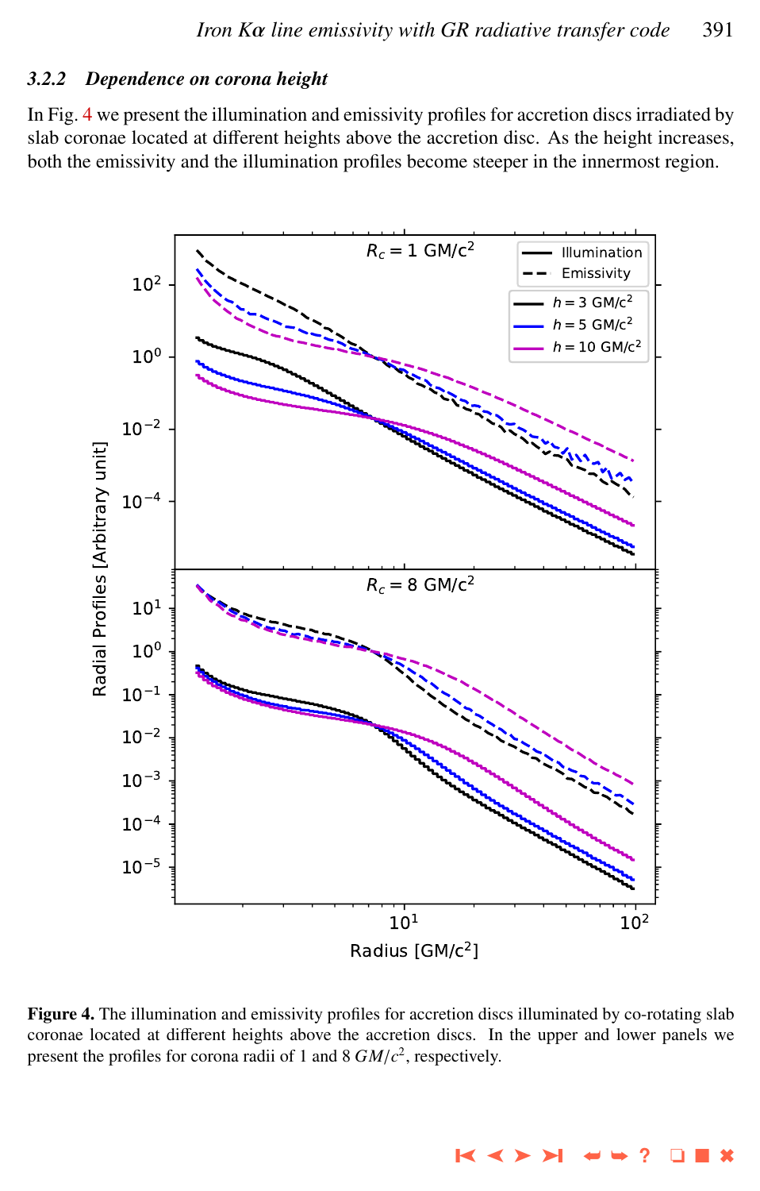### 3.2.2 *Dependence on corona height*

In Fig. 4 we present the illumination and emissivity profiles for accretion discs irradiated by slab coronae located at different heights above the accretion disc. As the height increases, both the emissivity and the illumination profiles become steeper in the innermost region.

**Figure 4.** The illumination and emissivity profiles for accretion discs illuminated by co-rotating slab coronae located at different heights above the accretion discs. In the upper and lower panels we present the profiles for corona radii of 1 and 8 $GM/c^2$, respectively.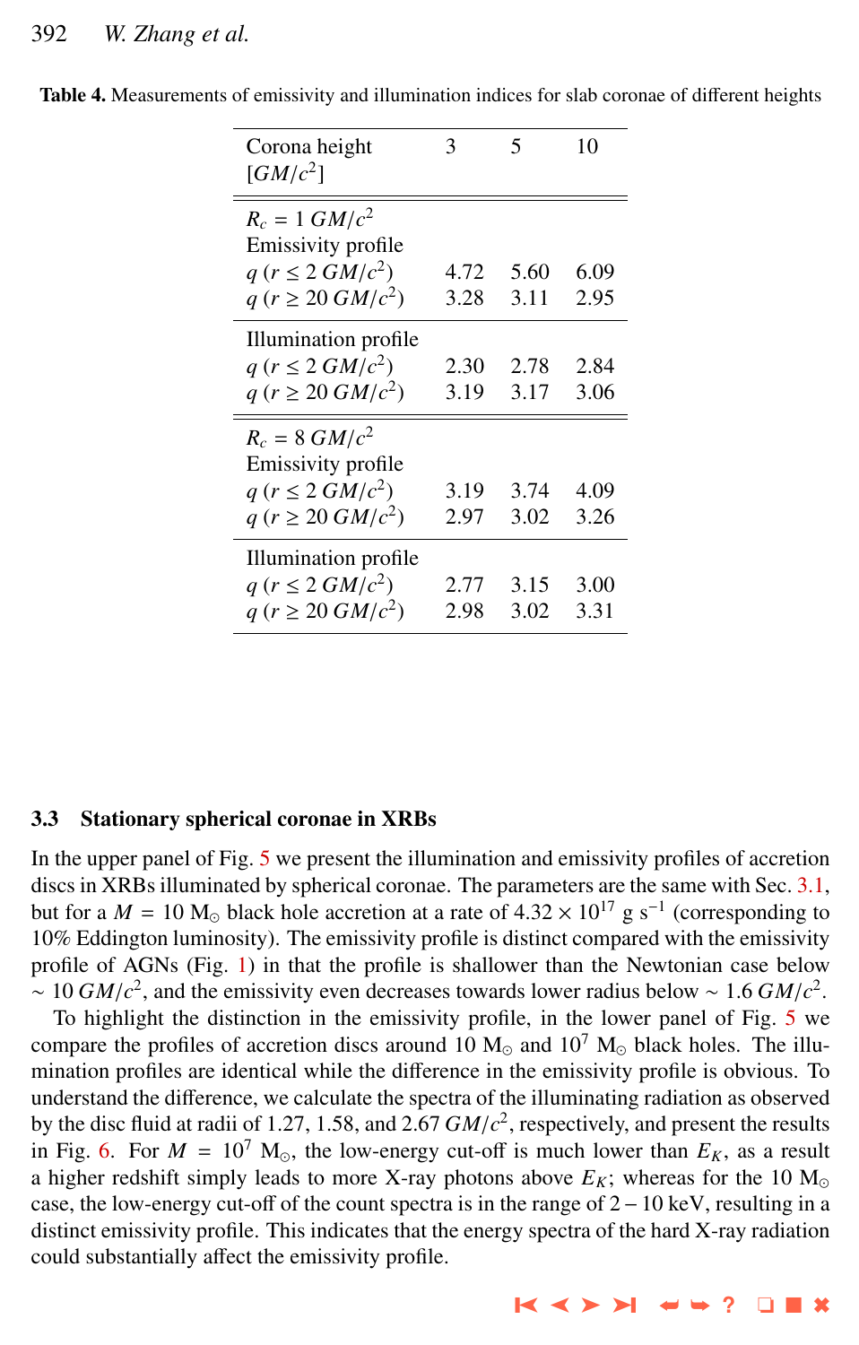**Table 4.** Measurements of emissivity and illumination indices for slab coronae of different heights

| Corona height [$GM/c^2$] | 3 | 5 | 10 |
|---|---|---|---|
| $R_c = 1\ GM/c^2$ | | | |
| Emissivity profile | | | |
| $q\ (r \leq 2\ GM/c^2)$ | 4.72 | 5.60 | 6.09 |
| $q\ (r \geq 20\ GM/c^2)$ | 3.28 | 3.11 | 2.95 |
| Illumination profile | | | |
| $q\ (r \leq 2\ GM/c^2)$ | 2.30 | 2.78 | 2.84 |
| $q\ (r \geq 20\ GM/c^2)$ | 3.19 | 3.17 | 3.06 |
| $R_c = 8\ GM/c^2$ | | | |
| Emissivity profile | | | |
| $q\ (r \leq 2\ GM/c^2)$ | 3.19 | 3.74 | 4.09 |
| $q\ (r \geq 20\ GM/c^2)$ | 2.97 | 3.02 | 3.26 |
| Illumination profile | | | |
| $q\ (r \leq 2\ GM/c^2)$ | 2.77 | 3.15 | 3.00 |
| $q\ (r \geq 20\ GM/c^2)$ | 2.98 | 3.02 | 3.31 |

### 3.3 Stationary spherical coronae in XRBs

In the upper panel of Fig. 5 we present the illumination and emissivity profiles of accretion discs in XRBs illuminated by spherical coronae. The parameters are the same with Sec. 3.1, but for a $M = 10\ \mathrm{M}_{\odot}$ black hole accretion at a rate of $4.32 \times 10^{17}$ g s$^{-1}$ (corresponding to 10% Eddington luminosity). The emissivity profile is distinct compared with the emissivity profile of AGNs (Fig. 1) in that the profile is shallower than the Newtonian case below $\sim 10\ GM/c^2$, and the emissivity even decreases towards lower radius below $\sim 1.6\ GM/c^2$.

To highlight the distinction in the emissivity profile, in the lower panel of Fig. 5 we compare the profiles of accretion discs around $10\ \mathrm{M}_{\odot}$ and $10^7\ \mathrm{M}_{\odot}$ black holes. The illumination profiles are identical while the difference in the emissivity profile is obvious. To understand the difference, we calculate the spectra of the illuminating radiation as observed by the disc fluid at radii of 1.27, 1.58, and 2.67 $GM/c^2$, respectively, and present the results in Fig. 6. For $M = 10^7\ \mathrm{M}_{\odot}$, the low-energy cut-off is much lower than $E_K$, as a result a higher redshift simply leads to more X-ray photons above $E_K$; whereas for the $10\ \mathrm{M}_{\odot}$ case, the low-energy cut-off of the count spectra is in the range of $2-10$ keV, resulting in a distinct emissivity profile. This indicates that the energy spectra of the hard X-ray radiation could substantially affect the emissivity profile.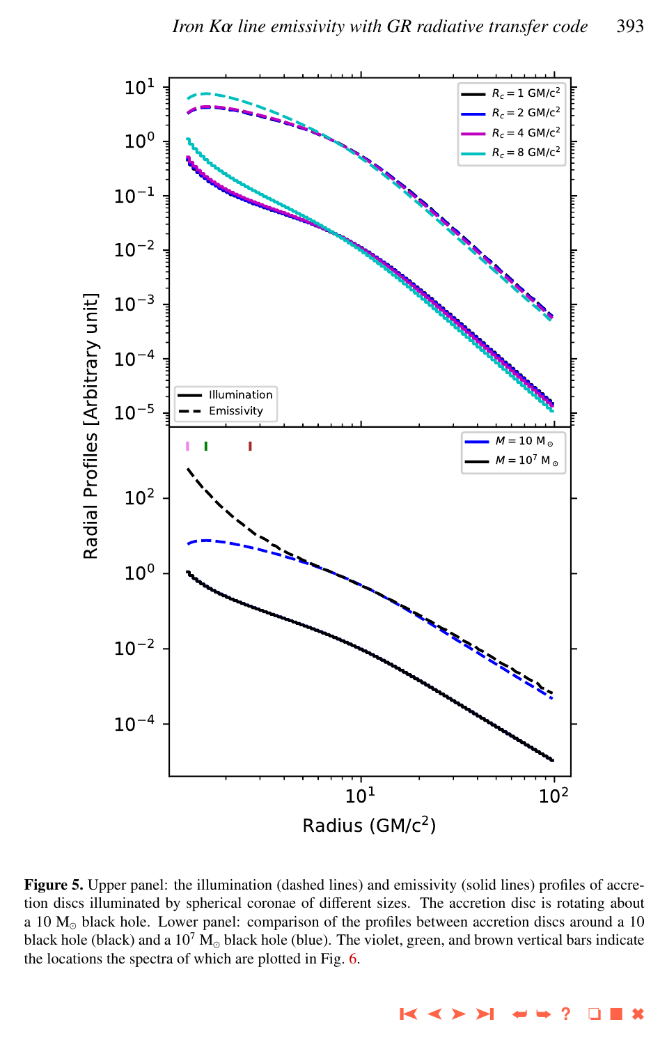**Figure 5.** Upper panel: the illumination (dashed lines) and emissivity (solid lines) profiles of accretion discs illuminated by spherical coronae of different sizes. The accretion disc is rotating about a 10 $M_\odot$ black hole. Lower panel: comparison of the profiles between accretion discs around a 10 black hole (black) and a $10^7$ $M_\odot$ black hole (blue). The violet, green, and brown vertical bars indicate the locations the spectra of which are plotted in Fig. 6.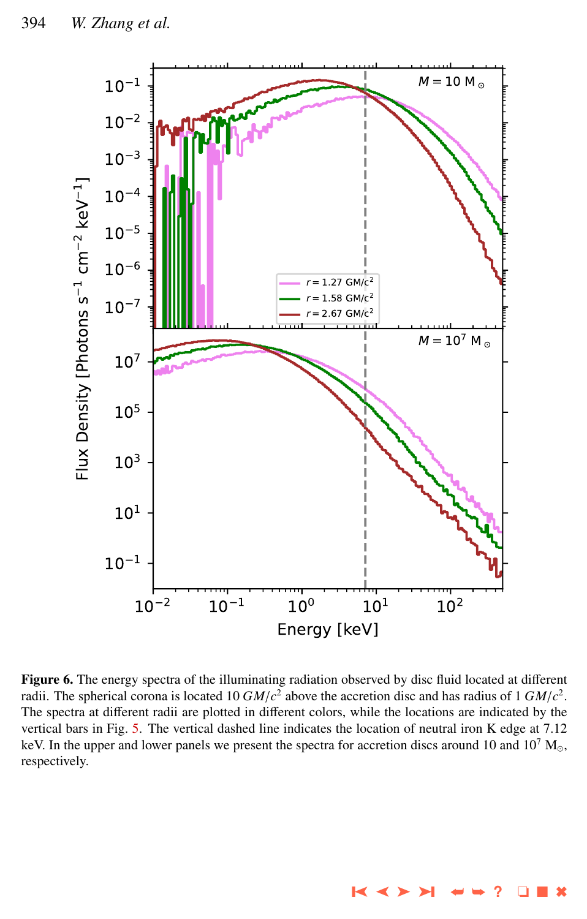**Figure 6.** The energy spectra of the illuminating radiation observed by disc fluid located at different radii. The spherical corona is located 10 $GM/c^2$ above the accretion disc and has radius of 1 $GM/c^2$. The spectra at different radii are plotted in different colors, while the locations are indicated by the vertical bars in Fig. 5. The vertical dashed line indicates the location of neutral iron K edge at 7.12 keV. In the upper and lower panels we present the spectra for accretion discs around 10 and $10^7$ $M_{\odot}$, respectively.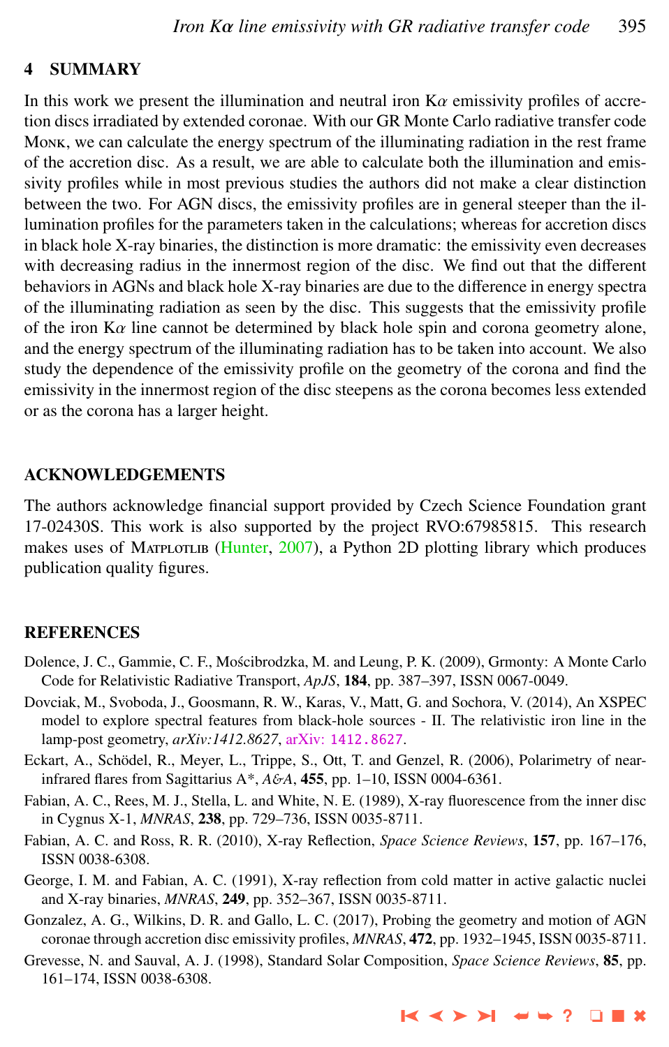## 4 SUMMARY

In this work we present the illumination and neutral iron K$\alpha$ emissivity profiles of accretion discs irradiated by extended coronae. With our GR Monte Carlo radiative transfer code Monk, we can calculate the energy spectrum of the illuminating radiation in the rest frame of the accretion disc. As a result, we are able to calculate both the illumination and emissivity profiles while in most previous studies the authors did not make a clear distinction between the two. For AGN discs, the emissivity profiles are in general steeper than the illumination profiles for the parameters taken in the calculations; whereas for accretion discs in black hole X-ray binaries, the distinction is more dramatic: the emissivity even decreases with decreasing radius in the innermost region of the disc. We find out that the different behaviors in AGNs and black hole X-ray binaries are due to the difference in energy spectra of the illuminating radiation as seen by the disc. This suggests that the emissivity profile of the iron K$\alpha$ line cannot be determined by black hole spin and corona geometry alone, and the energy spectrum of the illuminating radiation has to be taken into account. We also study the dependence of the emissivity profile on the geometry of the corona and find the emissivity in the innermost region of the disc steepens as the corona becomes less extended or as the corona has a larger height.

## ACKNOWLEDGEMENTS

The authors acknowledge financial support provided by Czech Science Foundation grant 17-02430S. This work is also supported by the project RVO:67985815. This research makes uses of Matplotlib (Hunter, 2007), a Python 2D plotting library which produces publication quality figures.

## REFERENCES

Dolence, J. C., Gammie, C. F., Mościbrodzka, M. and Leung, P. K. (2009), Grmonty: A Monte Carlo Code for Relativistic Radiative Transport, *ApJS*, **184**, pp. 387–397, ISSN 0067-0049.

Dovciak, M., Svoboda, J., Goosmann, R. W., Karas, V., Matt, G. and Sochora, V. (2014), An XSPEC model to explore spectral features from black-hole sources - II. The relativistic iron line in the lamp-post geometry, *arXiv:1412.8627*, arXiv: 1412.8627.

Eckart, A., Schödel, R., Meyer, L., Trippe, S., Ott, T. and Genzel, R. (2006), Polarimetry of near-infrared flares from Sagittarius A*, *A&A*, **455**, pp. 1–10, ISSN 0004-6361.

Fabian, A. C., Rees, M. J., Stella, L. and White, N. E. (1989), X-ray fluorescence from the inner disc in Cygnus X-1, *MNRAS*, **238**, pp. 729–736, ISSN 0035-8711.

Fabian, A. C. and Ross, R. R. (2010), X-ray Reflection, *Space Science Reviews*, **157**, pp. 167–176, ISSN 0038-6308.

George, I. M. and Fabian, A. C. (1991), X-ray reflection from cold matter in active galactic nuclei and X-ray binaries, *MNRAS*, **249**, pp. 352–367, ISSN 0035-8711.

Gonzalez, A. G., Wilkins, D. R. and Gallo, L. C. (2017), Probing the geometry and motion of AGN coronae through accretion disc emissivity profiles, *MNRAS*, **472**, pp. 1932–1945, ISSN 0035-8711.

Grevesse, N. and Sauval, A. J. (1998), Standard Solar Composition, *Space Science Reviews*, **85**, pp. 161–174, ISSN 0038-6308.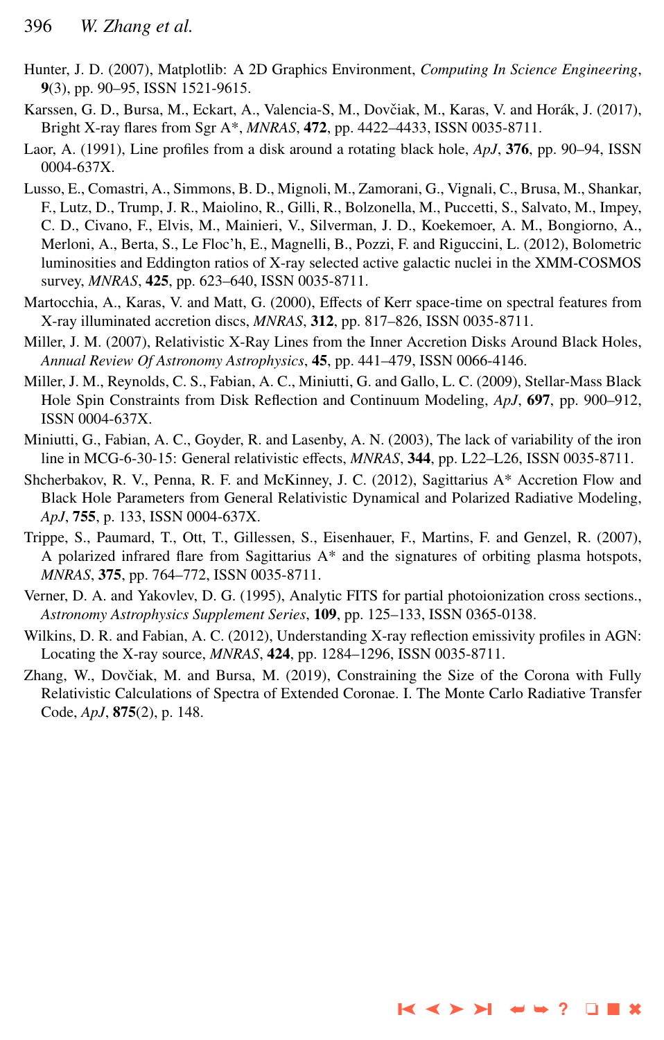Hunter, J. D. (2007), Matplotlib: A 2D Graphics Environment, *Computing In Science Engineering*, **9**(3), pp. 90–95, ISSN 1521-9615.

Karssen, G. D., Bursa, M., Eckart, A., Valencia-S, M., Dovčiak, M., Karas, V. and Horák, J. (2017), Bright X-ray flares from Sgr A*, *MNRAS*, **472**, pp. 4422–4433, ISSN 0035-8711.

Laor, A. (1991), Line profiles from a disk around a rotating black hole, *ApJ*, **376**, pp. 90–94, ISSN 0004-637X.

Lusso, E., Comastri, A., Simmons, B. D., Mignoli, M., Zamorani, G., Vignali, C., Brusa, M., Shankar, F., Lutz, D., Trump, J. R., Maiolino, R., Gilli, R., Bolzonella, M., Puccetti, S., Salvato, M., Impey, C. D., Civano, F., Elvis, M., Mainieri, V., Silverman, J. D., Koekemoer, A. M., Bongiorno, A., Merloni, A., Berta, S., Le Floc'h, E., Magnelli, B., Pozzi, F. and Riguccini, L. (2012), Bolometric luminosities and Eddington ratios of X-ray selected active galactic nuclei in the XMM-COSMOS survey, *MNRAS*, **425**, pp. 623–640, ISSN 0035-8711.

Martocchia, A., Karas, V. and Matt, G. (2000), Effects of Kerr space-time on spectral features from X-ray illuminated accretion discs, *MNRAS*, **312**, pp. 817–826, ISSN 0035-8711.

Miller, J. M. (2007), Relativistic X-Ray Lines from the Inner Accretion Disks Around Black Holes, *Annual Review Of Astronomy Astrophysics*, **45**, pp. 441–479, ISSN 0066-4146.

Miller, J. M., Reynolds, C. S., Fabian, A. C., Miniutti, G. and Gallo, L. C. (2009), Stellar-Mass Black Hole Spin Constraints from Disk Reflection and Continuum Modeling, *ApJ*, **697**, pp. 900–912, ISSN 0004-637X.

Miniutti, G., Fabian, A. C., Goyder, R. and Lasenby, A. N. (2003), The lack of variability of the iron line in MCG-6-30-15: General relativistic effects, *MNRAS*, **344**, pp. L22–L26, ISSN 0035-8711.

Shcherbakov, R. V., Penna, R. F. and McKinney, J. C. (2012), Sagittarius A* Accretion Flow and Black Hole Parameters from General Relativistic Dynamical and Polarized Radiative Modeling, *ApJ*, **755**, p. 133, ISSN 0004-637X.

Trippe, S., Paumard, T., Ott, T., Gillessen, S., Eisenhauer, F., Martins, F. and Genzel, R. (2007), A polarized infrared flare from Sagittarius A* and the signatures of orbiting plasma hotspots, *MNRAS*, **375**, pp. 764–772, ISSN 0035-8711.

Verner, D. A. and Yakovlev, D. G. (1995), Analytic FITS for partial photoionization cross sections., *Astronomy Astrophysics Supplement Series*, **109**, pp. 125–133, ISSN 0365-0138.

Wilkins, D. R. and Fabian, A. C. (2012), Understanding X-ray reflection emissivity profiles in AGN: Locating the X-ray source, *MNRAS*, **424**, pp. 1284–1296, ISSN 0035-8711.

Zhang, W., Dovčiak, M. and Bursa, M. (2019), Constraining the Size of the Corona with Fully Relativistic Calculations of Spectra of Extended Coronae. I. The Monte Carlo Radiative Transfer Code, *ApJ*, **875**(2), p. 148.